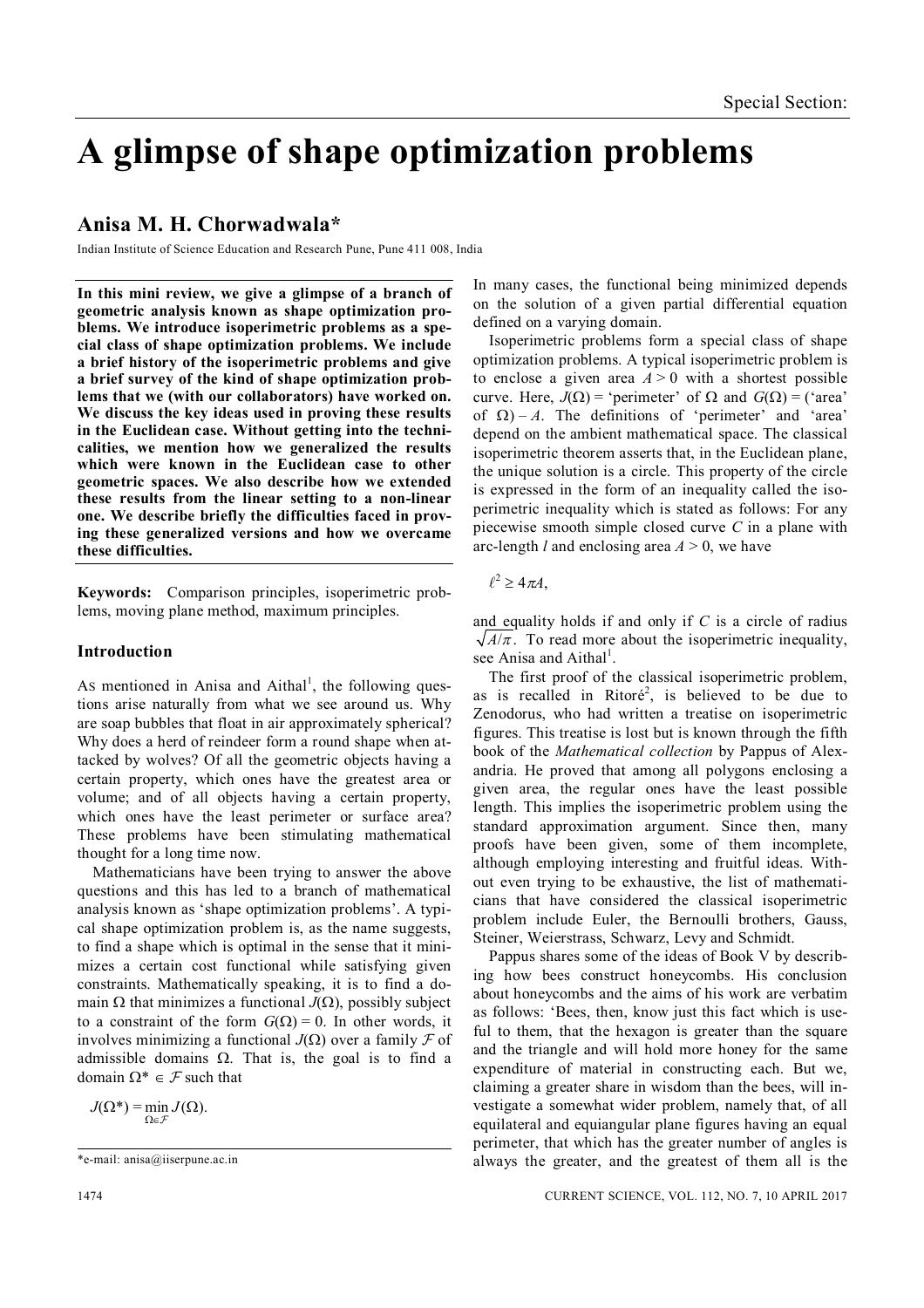Special Section:

# A glimpse of shape optimization problems

## Anisa M. H. Chorwadwala*

Indian Institute of Science Education and Research Pune, Pune 411 008, India

**In this mini review, we give a glimpse of a branch of geometric analysis known as shape optimization problems. We introduce isoperimetric problems as a special class of shape optimization problems. We include a brief history of the isoperimetric problems and give a brief survey of the kind of shape optimization problems that we (with our collaborators) have worked on. We discuss the key ideas used in proving these results in the Euclidean case. Without getting into the technicalities, we mention how we generalized the results which were known in the Euclidean case to other geometric spaces. We also describe how we extended these results from the linear setting to a non-linear one. We describe briefly the difficulties faced in proving these generalized versions and how we overcame these difficulties.**

**Keywords:** Comparison principles, isoperimetric problems, moving plane method, maximum principles.

### Introduction

As mentioned in Anisa and Aithal[1], the following questions arise naturally from what we see around us. Why are soap bubbles that float in air approximately spherical? Why does a herd of reindeer form a round shape when attacked by wolves? Of all the geometric objects having a certain property, which ones have the greatest area or volume; and of all objects having a certain property, which ones have the least perimeter or surface area? These problems have been stimulating mathematical thought for a long time now.

Mathematicians have been trying to answer the above questions and this has led to a branch of mathematical analysis known as 'shape optimization problems'. A typical shape optimization problem is, as the name suggests, to find a shape which is optimal in the sense that it minimizes a certain cost functional while satisfying given constraints. Mathematically speaking, it is to find a domain $\Omega$ that minimizes a functional $J(\Omega)$, possibly subject to a constraint of the form $G(\Omega) = 0$. In other words, it involves minimizing a functional $J(\Omega)$ over a family $\mathcal{F}$ of admissible domains $\Omega$. That is, the goal is to find a domain $\Omega^* \in \mathcal{F}$ such that

$$J(\Omega^*) = \min_{\Omega \in \mathcal{F}} J(\Omega).$$

In many cases, the functional being minimized depends on the solution of a given partial differential equation defined on a varying domain.

Isoperimetric problems form a special class of shape optimization problems. A typical isoperimetric problem is to enclose a given area $A > 0$ with a shortest possible curve. Here, $J(\Omega)$ = 'perimeter' of $\Omega$ and $G(\Omega)$ = ('area' of $\Omega$) – $A$. The definitions of 'perimeter' and 'area' depend on the ambient mathematical space. The classical isoperimetric theorem asserts that, in the Euclidean plane, the unique solution is a circle. This property of the circle is expressed in the form of an inequality called the isoperimetric inequality which is stated as follows: For any piecewise smooth simple closed curve $C$ in a plane with arc-length $l$ and enclosing area $A > 0$, we have

$$\ell^2 \geq 4\pi A,$$

and equality holds if and only if $C$ is a circle of radius $\sqrt{A/\pi}$. To read more about the isoperimetric inequality, see Anisa and Aithal[1].

The first proof of the classical isoperimetric problem, as is recalled in Ritoré[2], is believed to be due to Zenodorus, who had written a treatise on isoperimetric figures. This treatise is lost but is known through the fifth book of the *Mathematical collection* by Pappus of Alexandria. He proved that among all polygons enclosing a given area, the regular ones have the least possible length. This implies the isoperimetric problem using the standard approximation argument. Since then, many proofs have been given, some of them incomplete, although employing interesting and fruitful ideas. Without even trying to be exhaustive, the list of mathematicians that have considered the classical isoperimetric problem include Euler, the Bernoulli brothers, Gauss, Steiner, Weierstrass, Schwarz, Levy and Schmidt.

Pappus shares some of the ideas of Book V by describing how bees construct honeycombs. His conclusion about honeycombs and the aims of his work are verbatim as follows: 'Bees, then, know just this fact which is useful to them, that the hexagon is greater than the square and the triangle and will hold more honey for the same expenditure of material in constructing each. But we, claiming a greater share in wisdom than the bees, will investigate a somewhat wider problem, namely that, of all equilateral and equiangular plane figures having an equal perimeter, that which has the greater number of angles is always the greater, and the greatest of them all is the

*e-mail: anisa@iiserpune.ac.in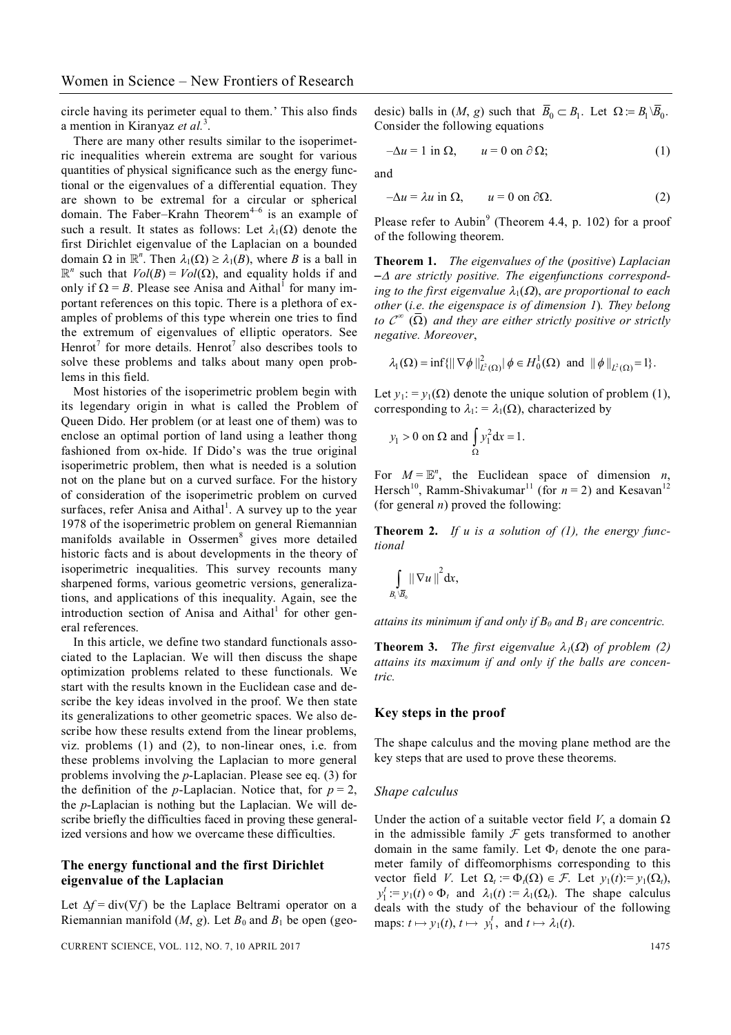circle having its perimeter equal to them.' This also finds a mention in Kiranyaz *et al.*[3].

There are many other results similar to the isoperimetric inequalities wherein extrema are sought for various quantities of physical significance such as the energy functional or the eigenvalues of a differential equation. They are shown to be extremal for a circular or spherical domain. The Faber–Krahn Theorem[4–6] is an example of such a result. It states as follows: Let $\lambda_1(\Omega)$ denote the first Dirichlet eigenvalue of the Laplacian on a bounded domain $\Omega$ in $\mathbb{R}^n$. Then $\lambda_1(\Omega) \geq \lambda_1(B)$, where $B$ is a ball in $\mathbb{R}^n$ such that $Vol(B) = Vol(\Omega)$, and equality holds if and only if $\Omega = B$. Please see Anisa and Aithal[1] for many important references on this topic. There is a plethora of examples of problems of this type wherein one tries to find the extremum of eigenvalues of elliptic operators. See Henrot[7] for more details. Henrot[7] also describes tools to solve these problems and talks about many open problems in this field.

Most histories of the isoperimetric problem begin with its legendary origin in what is called the Problem of Queen Dido. Her problem (or at least one of them) was to enclose an optimal portion of land using a leather thong fashioned from ox-hide. If Dido's was the true original isoperimetric problem, then what is needed is a solution not on the plane but on a curved surface. For the history of consideration of the isoperimetric problem on curved surfaces, refer Anisa and Aithal[1]. A survey up to the year 1978 of the isoperimetric problem on general Riemannian manifolds available in Ossermen[8] gives more detailed historic facts and is about developments in the theory of isoperimetric inequalities. This survey recounts many sharpened forms, various geometric versions, generalizations, and applications of this inequality. Again, see the introduction section of Anisa and Aithal[1] for other general references.

In this article, we define two standard functionals associated to the Laplacian. We will then discuss the shape optimization problems related to these functionals. We start with the results known in the Euclidean case and describe the key ideas involved in the proof. We then state its generalizations to other geometric spaces. We also describe how these results extend from the linear problems, viz. problems (1) and (2), to non-linear ones, i.e. from these problems involving the Laplacian to more general problems involving the $p$-Laplacian. Please see eq. (3) for the definition of the $p$-Laplacian. Notice that, for $p = 2$, the $p$-Laplacian is nothing but the Laplacian. We will describe briefly the difficulties faced in proving these generalized versions and how we overcame these difficulties.

## The energy functional and the first Dirichlet eigenvalue of the Laplacian

Let $\Delta f = \mathrm{div}(\nabla f)$ be the Laplace Beltrami operator on a Riemannian manifold $(M, g)$. Let $B_0$ and $B_1$ be open (geodesic) balls in $(M, g)$ such that $\overline{B}_0 \subset B_1$. Let $\Omega := B_1 \setminus \overline{B}_0$. Consider the following equations

$$-\Delta u = 1 \text{ in } \Omega, \qquad u = 0 \text{ on } \partial\Omega; \tag{1}$$

and

$$-\Delta u = \lambda u \text{ in } \Omega, \qquad u = 0 \text{ on } \partial\Omega. \tag{2}$$

Please refer to Aubin[9] (Theorem 4.4, p. 102) for a proof of the following theorem.

**Theorem 1.** *The eigenvalues of the* (*positive*) *Laplacian* $-\Delta$ *are strictly positive. The eigenfunctions corresponding to the first eigenvalue* $\lambda_1(\Omega)$, *are proportional to each other* (*i.e. the eigenspace is of dimension 1*)*. They belong to* $\mathcal{C}^\infty(\overline{\Omega})$ *and they are either strictly positive or strictly negative. Moreover*,

$$\lambda_1(\Omega) = \inf\{\|\nabla\phi\|^2_{L^2(\Omega)} \mid \phi \in H^1_0(\Omega) \text{ and } \|\phi\|_{L^2(\Omega)} = 1\}.$$

Let $y_1 := y_1(\Omega)$ denote the unique solution of problem (1), corresponding to $\lambda_1 := \lambda_1(\Omega)$, characterized by

$$y_1 > 0 \text{ on } \Omega \text{ and } \int_\Omega y_1^2 \mathrm{d}x = 1.$$

For $M = \mathbb{E}^n$, the Euclidean space of dimension $n$, Hersch[10], Ramm-Shivakumar[11] (for $n = 2$) and Kesavan[12] (for general $n$) proved the following:

**Theorem 2.** *If* $u$ *is a solution of (1), the energy functional*

$$\int_{B_1 \setminus \overline{B}_0} \|\nabla u\|^2 \mathrm{d}x,$$

*attains its minimum if and only if* $B_0$ *and* $B_1$ *are concentric.*

**Theorem 3.** *The first eigenvalue* $\lambda_1(\Omega)$ *of problem (2) attains its maximum if and only if the balls are concentric.*

## Key steps in the proof

The shape calculus and the moving plane method are the key steps that are used to prove these theorems.

### *Shape calculus*

Under the action of a suitable vector field $V$, a domain $\Omega$ in the admissible family $\mathcal{F}$ gets transformed to another domain in the same family. Let $\Phi_t$ denote the one parameter family of diffeomorphisms corresponding to this vector field $V$. Let $\Omega_t := \Phi_t(\Omega) \in \mathcal{F}$. Let $y_1(t) := y_1(\Omega_t)$, $y_1^t := y_1(t) \circ \Phi_t$ and $\lambda_1(t) := \lambda_1(\Omega_t)$. The shape calculus deals with the study of the behaviour of the following maps: $t \mapsto y_1(t)$, $t \mapsto y_1^t$, and $t \mapsto \lambda_1(t)$.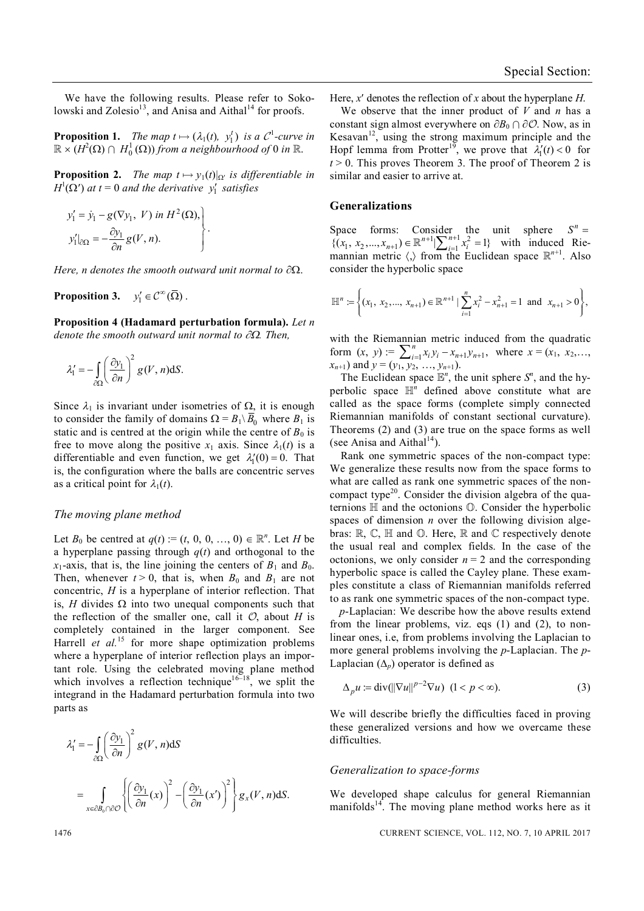We have the following results. Please refer to Sokolowski and Zolesio[13], and Anisa and Aithal[14] for proofs.

**Proposition 1.** *The map* $t \mapsto (\lambda_1(t),\ y_1^t)$ *is a* $\mathcal{C}^1$*-curve in* $\mathbb{R} \times (H^2(\Omega) \cap H_0^1(\Omega))$ *from a neighbourhood of* 0 *in* $\mathbb{R}$.

**Proposition 2.** *The map* $t \mapsto y_1(t)|_{\Omega'}$ *is differentiable in* $H^1(\Omega')$ *at* $t = 0$ *and the derivative* $y_1'$ *satisfies*

$$\left.\begin{aligned} y_1' &= \dot{y}_1 - g(\nabla y_1,\ V) \text{ in } H^2(\Omega),\\ y_1'|_{\partial\Omega} &= -\frac{\partial y_1}{\partial n} g(V, n). \end{aligned}\right\}$$

*Here, n denotes the smooth outward unit normal to* $\partial\Omega$.

**Proposition 3.** $y_1' \in \mathcal{C}^\infty(\overline{\Omega})$.

**Proposition 4 (Hadamard perturbation formula).** *Let n denote the smooth outward unit normal to* $\partial\Omega$. *Then,*

$$\lambda_1' = -\int_{\partial\Omega} \left(\frac{\partial y_1}{\partial n}\right)^2 g(V, n)\mathrm{d}S.$$

Since $\lambda_1$ is invariant under isometries of $\Omega$, it is enough to consider the family of domains $\Omega = B_1 \backslash \overline{B}_0$ where $B_1$ is static and is centred at the origin while the centre of $B_0$ is free to move along the positive $x_1$ axis. Since $\lambda_1(t)$ is a differentiable and even function, we get $\lambda_1'(0) = 0$. That is, the configuration where the balls are concentric serves as a critical point for $\lambda_1(t)$.

### *The moving plane method*

Let $B_0$ be centred at $q(t) := (t, 0, 0, \ldots, 0) \in \mathbb{R}^n$. Let $H$ be a hyperplane passing through $q(t)$ and orthogonal to the $x_1$-axis, that is, the line joining the centers of $B_1$ and $B_0$. Then, whenever $t > 0$, that is, when $B_0$ and $B_1$ are not concentric, $H$ is a hyperplane of interior reflection. That is, $H$ divides $\Omega$ into two unequal components such that the reflection of the smaller one, call it $\mathcal{O}$, about $H$ is completely contained in the larger component. See Harrell *et al.*[15] for more shape optimization problems where a hyperplane of interior reflection plays an important role. Using the celebrated moving plane method which involves a reflection technique[16–18], we split the integrand in the Hadamard perturbation formula into two parts as

$$\begin{aligned} \lambda_1' &= -\int_{\partial\Omega} \left(\frac{\partial y_1}{\partial n}\right)^2 g(V, n)\mathrm{d}S \\ &= \int_{x \in \partial B_0 \cap \partial\mathcal{O}} \left\{ \left(\frac{\partial y_1}{\partial n}(x)\right)^2 - \left(\frac{\partial y_1}{\partial n}(x')\right)^2 \right\} g_x(V, n)\mathrm{d}S. \end{aligned}$$

Here, $x'$ denotes the reflection of $x$ about the hyperplane $H$.

We observe that the inner product of $V$ and $n$ has a constant sign almost everywhere on $\partial B_0 \cap \partial\mathcal{O}$. Now, as in Kesavan[12], using the strong maximum principle and the Hopf lemma from Protter[19], we prove that $\lambda_1'(t) < 0$ for $t > 0$. This proves Theorem 3. The proof of Theorem 2 is similar and easier to arrive at.

## Generalizations

Space forms: Consider the unit sphere $S^n = \{(x_1, x_2, \ldots, x_{n+1}) \in \mathbb{R}^{n+1} | \sum_{i=1}^{n+1} x_i^2 = 1\}$ with induced Riemannian metric $\langle , \rangle$ from the Euclidean space $\mathbb{R}^{n+1}$. Also consider the hyperbolic space

$$\mathbb{H}^n := \left\{ (x_1,\ x_2, \ldots,\ x_{n+1}) \in \mathbb{R}^{n+1} \mid \sum_{i=1}^{n} x_i^2 - x_{n+1}^2 = 1 \text{ and } x_{n+1} > 0 \right\},$$

with the Riemannian metric induced from the quadratic form $(x,\ y) := \sum_{i=1}^{n} x_i y_i - x_{n+1} y_{n+1}$, where $x = (x_1,\ x_2, \ldots, x_{n+1})$ and $y = (y_1, y_2, \ldots, y_{n+1})$.

The Euclidean space $\mathbb{E}^n$, the unit sphere $S^n$, and the hyperbolic space $\mathbb{H}^n$ defined above constitute what are called as the space forms (complete simply connected Riemannian manifolds of constant sectional curvature). Theorems (2) and (3) are true on the space forms as well (see Anisa and Aithal[14]).

Rank one symmetric spaces of the non-compact type: We generalize these results now from the space forms to what are called as rank one symmetric spaces of the non-compact type[20]. Consider the division algebra of the quaternions $\mathbb{H}$ and the octonions $\mathbb{O}$. Consider the hyperbolic spaces of dimension $n$ over the following division algebras: $\mathbb{R}$, $\mathbb{C}$, $\mathbb{H}$ and $\mathbb{O}$. Here, $\mathbb{R}$ and $\mathbb{C}$ respectively denote the usual real and complex fields. In the case of the octonions, we only consider $n = 2$ and the corresponding hyperbolic space is called the Cayley plane. These examples constitute a class of Riemannian manifolds referred to as rank one symmetric spaces of the non-compact type.

*p*-Laplacian: We describe how the above results extend from the linear problems, viz. eqs (1) and (2), to nonlinear ones, i.e, from problems involving the Laplacian to more general problems involving the $p$-Laplacian. The $p$-Laplacian ($\Delta_p$) operator is defined as

$$\Delta_p u := \operatorname{div}(\|\nabla u\|^{p-2} \nabla u) \quad (1 < p < \infty). \tag{3}$$

We will describe briefly the difficulties faced in proving these generalized versions and how we overcame these difficulties.

### *Generalization to space-forms*

We developed shape calculus for general Riemannian manifolds[14]. The moving plane method works here as it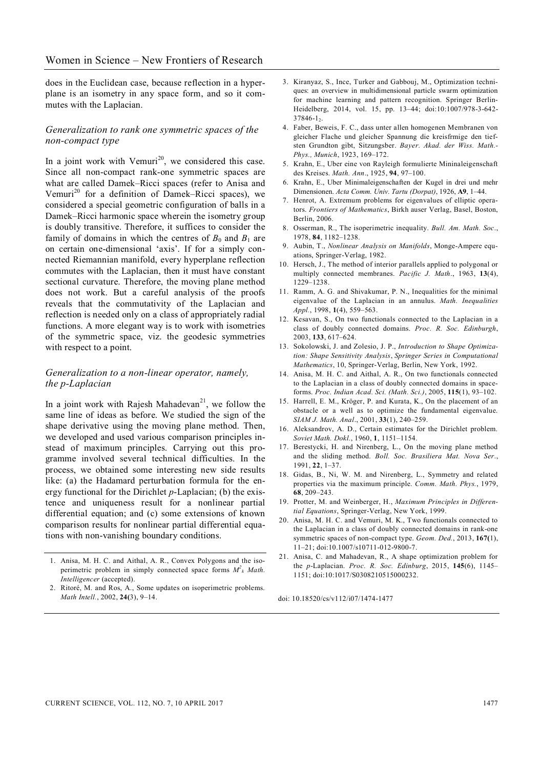does in the Euclidean case, because reflection in a hyperplane is an isometry in any space form, and so it commutes with the Laplacian.

### *Generalization to rank one symmetric spaces of the non-compact type*

In a joint work with Vemuri[20], we considered this case. Since all non-compact rank-one symmetric spaces are what are called Damek–Ricci spaces (refer to Anisa and Vemuri[20] for a definition of Damek–Ricci spaces), we considered a special geometric configuration of balls in a Damek–Ricci harmonic space wherein the isometry group is doubly transitive. Therefore, it suffices to consider the family of domains in which the centres of $B_0$ and $B_1$ are on certain one-dimensional 'axis'. If for a simply connected Riemannian manifold, every hyperplane reflection commutes with the Laplacian, then it must have constant sectional curvature. Therefore, the moving plane method does not work. But a careful analysis of the proofs reveals that the commutativity of the Laplacian and reflection is needed only on a class of appropriately radial functions. A more elegant way is to work with isometries of the symmetric space, viz. the geodesic symmetries with respect to a point.

### *Generalization to a non-linear operator, namely, the p-Laplacian*

In a joint work with Rajesh Mahadevan[21], we follow the same line of ideas as before. We studied the sign of the shape derivative using the moving plane method. Then, we developed and used various comparison principles instead of maximum principles. Carrying out this programme involved several technical difficulties. In the process, we obtained some interesting new side results like: (a) the Hadamard perturbation formula for the energy functional for the Dirichlet $p$-Laplacian; (b) the existence and uniqueness result for a nonlinear partial differential equation; and (c) some extensions of known comparison results for nonlinear partial differential equations with non-vanishing boundary conditions.

1. Anisa, M. H. C. and Aithal, A. R., Convex Polygons and the isoperimetric problem in simply connected space forms $M^2_k$ *Math. Intelligencer* (accepted).
2. Ritoré, M. and Ros, A., Some updates on isoperimetric problems. *Math Intell.*, 2002, **24**(3), 9–14.
3. Kiranyaz, S., Ince, Turker and Gabbouj, M., Optimization techniques: an overview in multidimensional particle swarm optimization for machine learning and pattern recognition. Springer Berlin-Heidelberg, 2014, vol. 15, pp. 13–44; doi:10:1007/978-3-642-37846-1$_2$.
4. Faber, Beweis, F. C., dass unter allen homogenen Membranen von gleicher Flache und gleicher Spannung die kreisfrmige den tiefsten Grundton gibt, Sitzungsber. *Bayer. Akad. der Wiss. Math.-Phys., Munich*, 1923, 169–172.
5. Krahn, E., Uber eine von Rayleigh formulierte Mininaleigenschaft des Kreises. *Math. Ann*., 1925, **94**, 97–100.
6. Krahn, E., Uber Minimaleigenschaften der Kugel in drei und mehr Dimensionen. *Acta Comm. Univ. Tartu (Dorpat)*, 1926, **A9**, 1–44.
7. Henrot, A. Extremum problems for eigenvalues of elliptic operators. *Frontiers of Mathematics*, Birkh auser Verlag, Basel, Boston, Berlin, 2006.
8. Osserman, R., The isoperimetric inequality. *Bull. Am. Math. Soc*., 1978, **84**, 1182–1238.
9. Aubin, T., *Nonlinear Analysis on Manifolds*, Monge-Ampere equations, Springer-Verlag, 1982.
10. Hersch, J., The method of interior parallels applied to polygonal or multiply connected membranes. *Pacific J. Math*., 1963, **13**(4), 1229–1238.
11. Ramm, A. G. and Shivakumar, P. N., Inequalities for the minimal eigenvalue of the Laplacian in an annulus. *Math. Inequalities Appl.*, 1998, **1**(4), 559–563.
12. Kesavan, S., On two functionals connected to the Laplacian in a class of doubly connected domains. *Proc. R. Soc. Edinburgh*, 2003, **133**, 617–624.
13. Sokolowski, J. and Zolesio, J. P., *Introduction to Shape Optimization: Shape Sensitivity Analysis*, *Springer Series in Computational Mathematics*, 10, Springer-Verlag, Berlin, New York, 1992.
14. Anisa, M. H. C. and Aithal, A. R., On two functionals connected to the Laplacian in a class of doubly connected domains in spaceforms. *Proc. Indian Acad. Sci. (Math. Sci.)*, 2005, **115**(1), 93–102.
15. Harrell, E. M., Kröger, P. and Kurata, K., On the placement of an obstacle or a well as to optimize the fundamental eigenvalue. *SIAM J. Math. Anal*., 2001, **33**(1), 240–259.
16. Aleksandrov, A. D., Certain estimates for the Dirichlet problem. *Soviet Math. Dokl*., 1960, **1**, 1151–1154.
17. Berestycki, H. and Nirenberg, L., On the moving plane method and the sliding method. *Boll. Soc. Brasiliera Mat. Nova Ser*., 1991, **22**, 1–37.
18. Gidas, B., Ni, W. M. and Nirenberg, L., Symmetry and related properties via the maximum principle. *Comm. Math. Phys.*, 1979, **68**, 209–243.
19. Protter, M. and Weinberger, H., *Maximum Principles in Differential Equations*, Springer-Verlag, New York, 1999.
20. Anisa, M. H. C. and Vemuri, M. K., Two functionals connected to the Laplacian in a class of doubly connected domains in rank-one symmetric spaces of non-compact type. *Geom. Ded.*, 2013, **167(**1), 11–21; doi:10.1007/s10711-012-9800-7.
21. Anisa, C. and Mahadevan, R., A shape optimization problem for the *p*-Laplacian. *Proc. R. Soc. Edinburg*, 2015, **145**(6), 1145–1151; doi:10:1017/S0308210515000232.

doi: 10.18520/cs/v112/i07/1474-1477